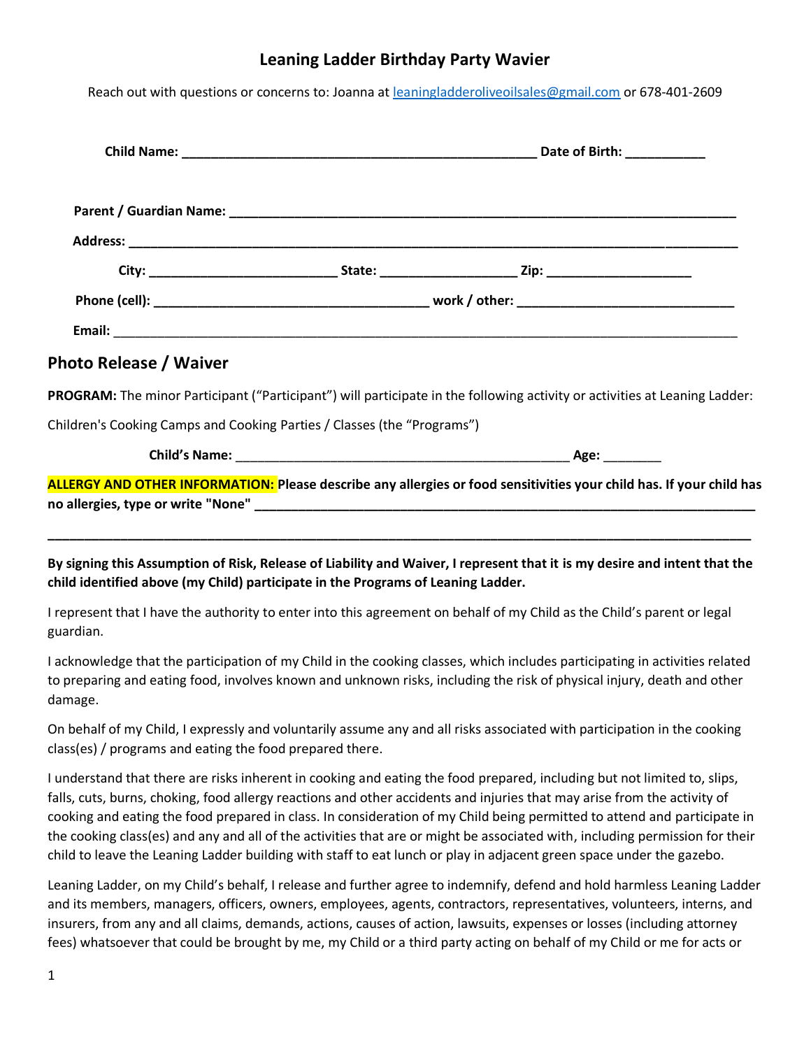# Leaning Ladder Birthday Party Wavier

Reach out with questions or concerns to: Joanna at leaningladderoliveoilsales@gmail.com or 678-401-2609

**Child Name: ________________________________________________ Date of Birth: ___________**

**Parent / Guardian Name: ______________________________________________________________________**

**Address: _________________________________________________________________________________**

**City: _________________________ State: _________________ Zip: __________________**

**Phone (cell): _____________________________________ work / other: ____________________________**

**Email:** ___________________________________________________________________________________

## Photo Release / Waiver

**PROGRAM:** The minor Participant ("Participant") will participate in the following activity or activities at Leaning Ladder:

Children's Cooking Camps and Cooking Parties / Classes (the "Programs")

**Child's Name:** _____________________________________________ **Age:** ________

**ALLERGY AND OTHER INFORMATION: Please describe any allergies or food sensitivities your child has. If your child has no allergies, type or write "None" ______________________________________________________________________**

**______________________________________________________________________________________________**

**By signing this Assumption of Risk, Release of Liability and Waiver, I represent that it is my desire and intent that the child identified above (my Child) participate in the Programs of Leaning Ladder.**

I represent that I have the authority to enter into this agreement on behalf of my Child as the Child's parent or legal guardian.

I acknowledge that the participation of my Child in the cooking classes, which includes participating in activities related to preparing and eating food, involves known and unknown risks, including the risk of physical injury, death and other damage.

On behalf of my Child, I expressly and voluntarily assume any and all risks associated with participation in the cooking class(es) / programs and eating the food prepared there.

I understand that there are risks inherent in cooking and eating the food prepared, including but not limited to, slips, falls, cuts, burns, choking, food allergy reactions and other accidents and injuries that may arise from the activity of cooking and eating the food prepared in class. In consideration of my Child being permitted to attend and participate in the cooking class(es) and any and all of the activities that are or might be associated with, including permission for their child to leave the Leaning Ladder building with staff to eat lunch or play in adjacent green space under the gazebo.

Leaning Ladder, on my Child's behalf, I release and further agree to indemnify, defend and hold harmless Leaning Ladder and its members, managers, officers, owners, employees, agents, contractors, representatives, volunteers, interns, and insurers, from any and all claims, demands, actions, causes of action, lawsuits, expenses or losses (including attorney fees) whatsoever that could be brought by me, my Child or a third party acting on behalf of my Child or me for acts or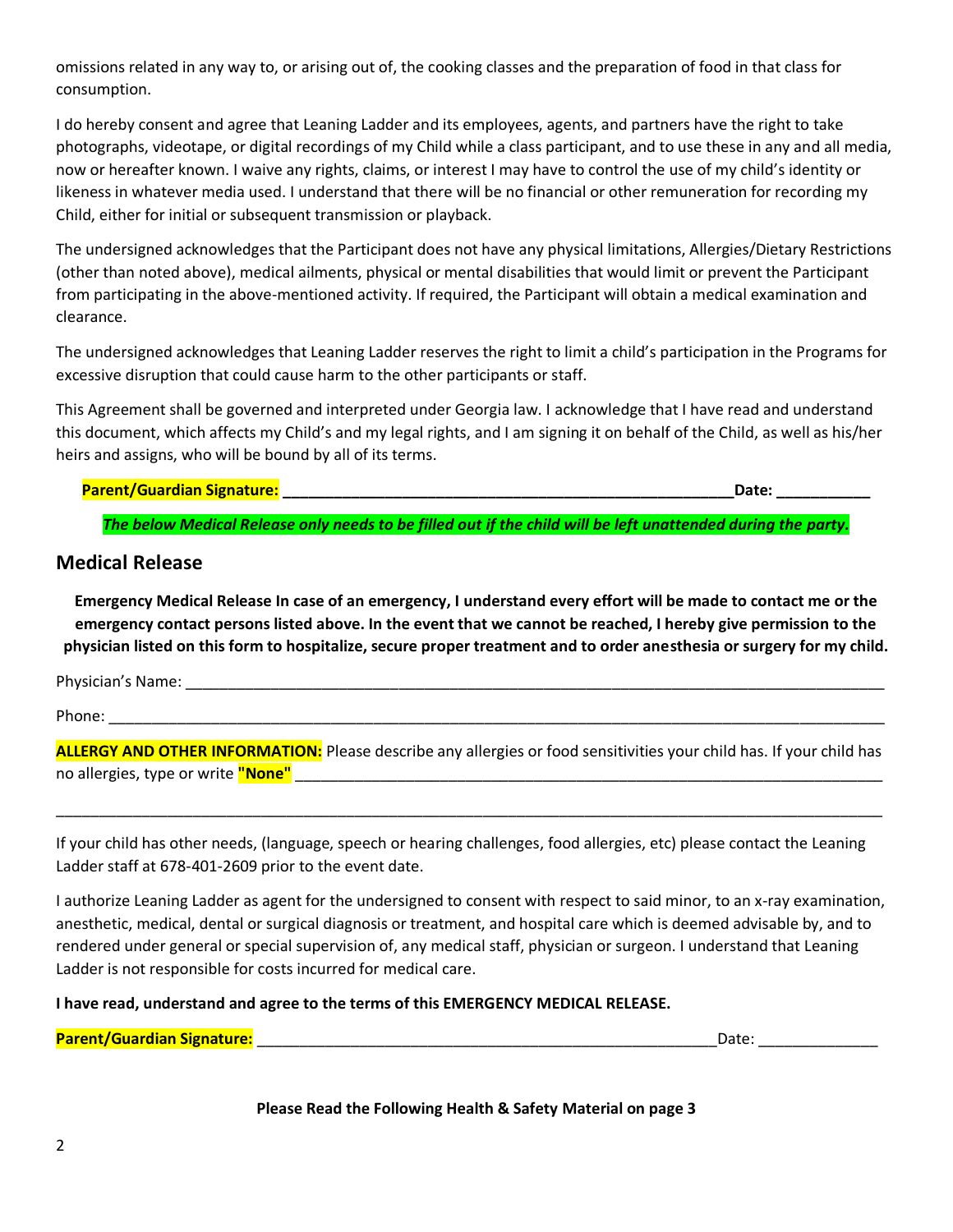omissions related in any way to, or arising out of, the cooking classes and the preparation of food in that class for consumption.

I do hereby consent and agree that Leaning Ladder and its employees, agents, and partners have the right to take photographs, videotape, or digital recordings of my Child while a class participant, and to use these in any and all media, now or hereafter known. I waive any rights, claims, or interest I may have to control the use of my child's identity or likeness in whatever media used. I understand that there will be no financial or other remuneration for recording my Child, either for initial or subsequent transmission or playback.

The undersigned acknowledges that the Participant does not have any physical limitations, Allergies/Dietary Restrictions (other than noted above), medical ailments, physical or mental disabilities that would limit or prevent the Participant from participating in the above-mentioned activity. If required, the Participant will obtain a medical examination and clearance.

The undersigned acknowledges that Leaning Ladder reserves the right to limit a child's participation in the Programs for excessive disruption that could cause harm to the other participants or staff.

This Agreement shall be governed and interpreted under Georgia law. I acknowledge that I have read and understand this document, which affects my Child's and my legal rights, and I am signing it on behalf of the Child, as well as his/her heirs and assigns, who will be bound by all of its terms.

**Parent/Guardian Signature: ______________________________________________________Date: ___________**

***The below Medical Release only needs to be filled out if the child will be left unattended during the party.***

## Medical Release

**Emergency Medical Release In case of an emergency, I understand every effort will be made to contact me or the emergency contact persons listed above. In the event that we cannot be reached, I hereby give permission to the physician listed on this form to hospitalize, secure proper treatment and to order anesthesia or surgery for my child.**

Physician's Name: ____________________________________________________________________________________

Phone: ______________________________________________________________________________________________

**ALLERGY AND OTHER INFORMATION:** Please describe any allergies or food sensitivities your child has. If your child has no allergies, type or write **"None"** ______________________________________________________________________

______________________________________________________________________________________________________

If your child has other needs, (language, speech or hearing challenges, food allergies, etc) please contact the Leaning Ladder staff at 678-401-2609 prior to the event date.

I authorize Leaning Ladder as agent for the undersigned to consent with respect to said minor, to an x-ray examination, anesthetic, medical, dental or surgical diagnosis or treatment, and hospital care which is deemed advisable by, and to rendered under general or special supervision of, any medical staff, physician or surgeon. I understand that Leaning Ladder is not responsible for costs incurred for medical care.

**I have read, understand and agree to the terms of this EMERGENCY MEDICAL RELEASE.**

**Parent/Guardian Signature:** ______________________________________________________Date: ______________

**Please Read the Following Health & Safety Material on page 3**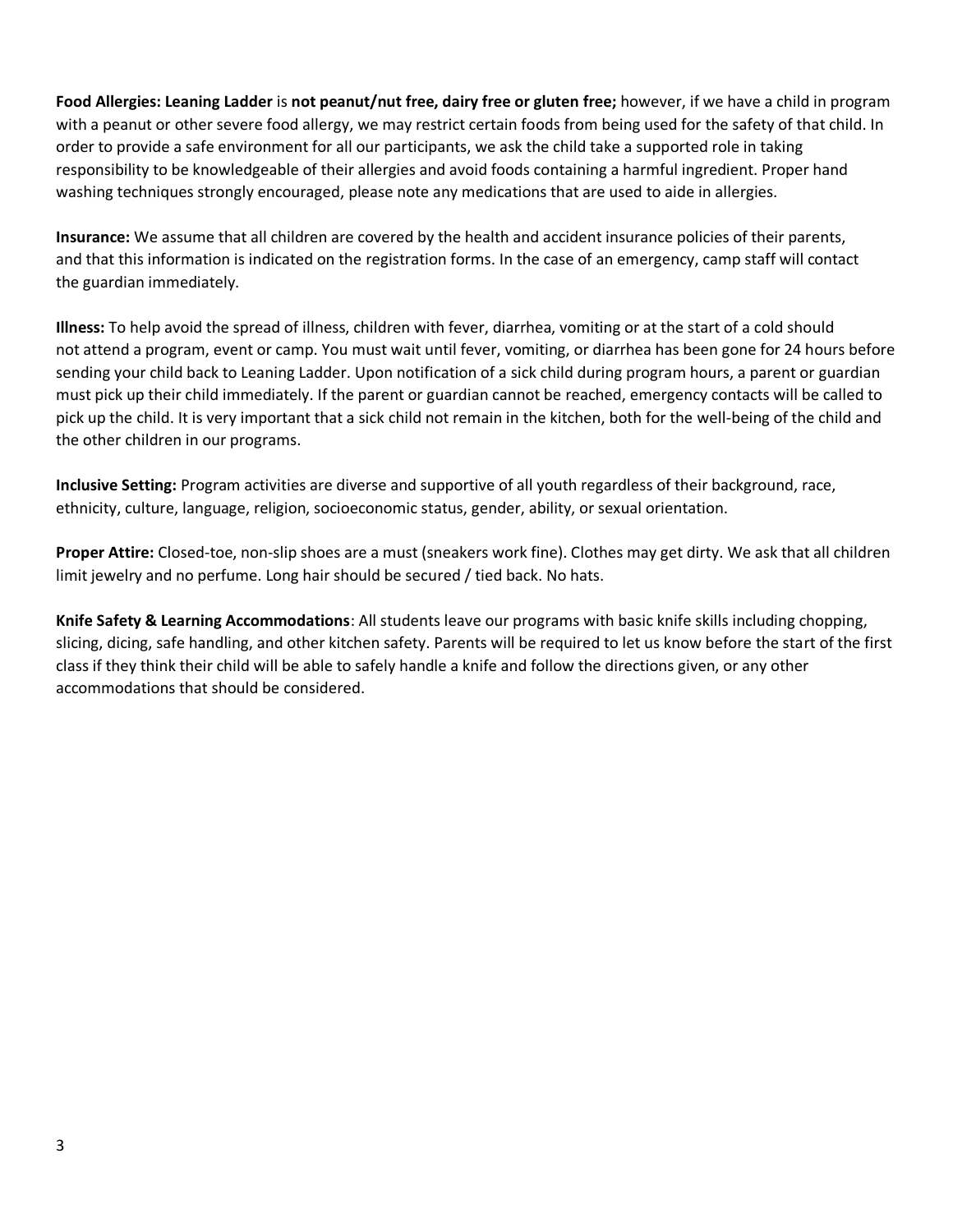**Food Allergies: Leaning Ladder** is **not peanut/nut free, dairy free or gluten free;** however, if we have a child in program with a peanut or other severe food allergy, we may restrict certain foods from being used for the safety of that child. In order to provide a safe environment for all our participants, we ask the child take a supported role in taking responsibility to be knowledgeable of their allergies and avoid foods containing a harmful ingredient. Proper hand washing techniques strongly encouraged, please note any medications that are used to aide in allergies.

**Insurance:** We assume that all children are covered by the health and accident insurance policies of their parents, and that this information is indicated on the registration forms. In the case of an emergency, camp staff will contact the guardian immediately.

**Illness:** To help avoid the spread of illness, children with fever, diarrhea, vomiting or at the start of a cold should not attend a program, event or camp. You must wait until fever, vomiting, or diarrhea has been gone for 24 hours before sending your child back to Leaning Ladder. Upon notification of a sick child during program hours, a parent or guardian must pick up their child immediately. If the parent or guardian cannot be reached, emergency contacts will be called to pick up the child. It is very important that a sick child not remain in the kitchen, both for the well-being of the child and the other children in our programs.

**Inclusive Setting:** Program activities are diverse and supportive of all youth regardless of their background, race, ethnicity, culture, language, religion, socioeconomic status, gender, ability, or sexual orientation.

**Proper Attire:** Closed-toe, non-slip shoes are a must (sneakers work fine). Clothes may get dirty. We ask that all children limit jewelry and no perfume. Long hair should be secured / tied back. No hats.

**Knife Safety & Learning Accommodations**: All students leave our programs with basic knife skills including chopping, slicing, dicing, safe handling, and other kitchen safety. Parents will be required to let us know before the start of the first class if they think their child will be able to safely handle a knife and follow the directions given, or any other accommodations that should be considered.